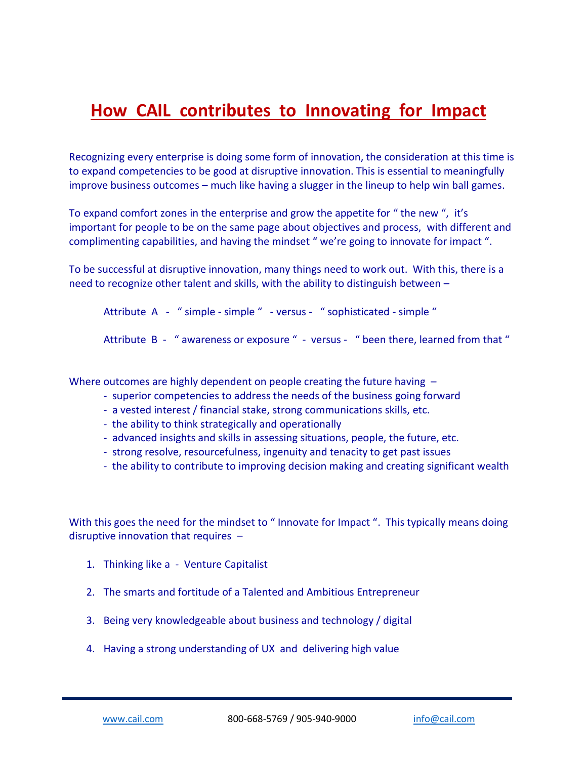# How CAIL contributes to Innovating for Impact

Recognizing every enterprise is doing some form of innovation, the consideration at this time is to expand competencies to be good at disruptive innovation. This is essential to meaningfully improve business outcomes – much like having a slugger in the lineup to help win ball games.

To expand comfort zones in the enterprise and grow the appetite for " the new ", it's important for people to be on the same page about objectives and process, with different and complimenting capabilities, and having the mindset " we're going to innovate for impact ".

To be successful at disruptive innovation, many things need to work out. With this, there is a need to recognize other talent and skills, with the ability to distinguish between –

Attribute A - " simple - simple " - versus - " sophisticated - simple "

Attribute B - " awareness or exposure " - versus - " been there, learned from that "

Where outcomes are highly dependent on people creating the future having –

- superior competencies to address the needs of the business going forward
- a vested interest / financial stake, strong communications skills, etc.
- the ability to think strategically and operationally
- advanced insights and skills in assessing situations, people, the future, etc.
- strong resolve, resourcefulness, ingenuity and tenacity to get past issues
- the ability to contribute to improving decision making and creating significant wealth

With this goes the need for the mindset to " Innovate for Impact ". This typically means doing disruptive innovation that requires –

1. Thinking like a - Venture Capitalist
2. The smarts and fortitude of a Talented and Ambitious Entrepreneur
3. Being very knowledgeable about business and technology / digital
4. Having a strong understanding of UX and delivering high value

www.cail.com 800-668-5769 / 905-940-9000 info@cail.com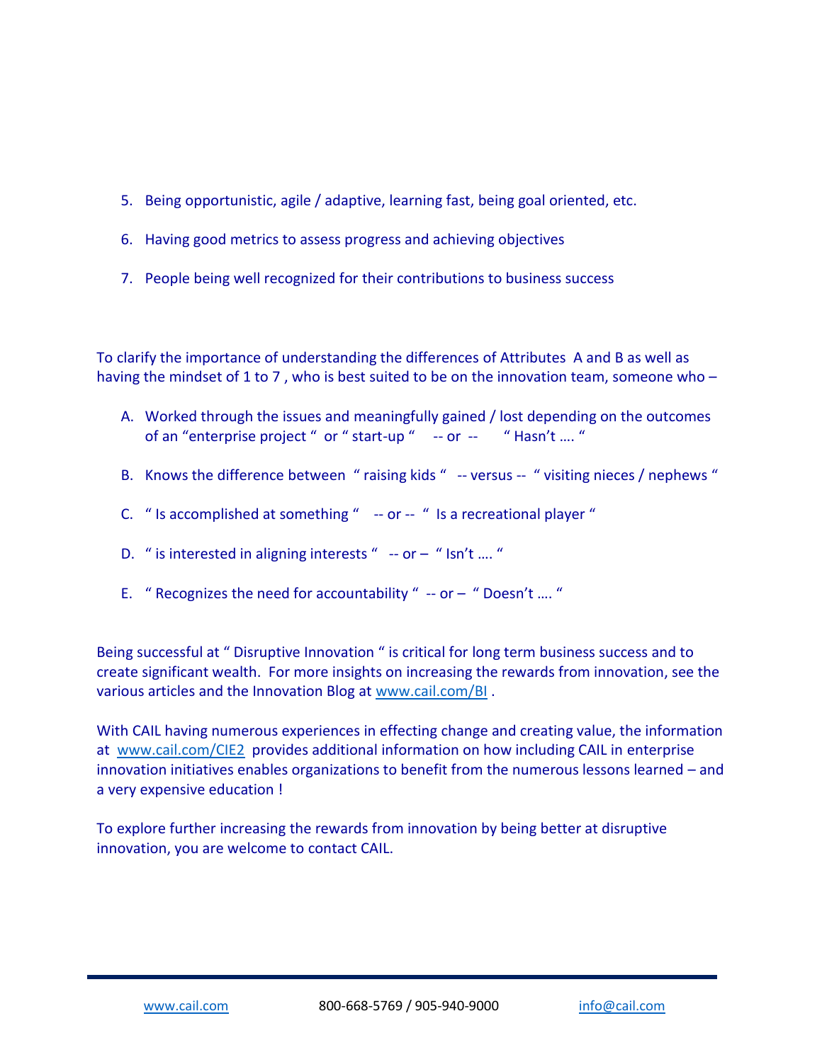5. Being opportunistic, agile / adaptive, learning fast, being goal oriented, etc.

6. Having good metrics to assess progress and achieving objectives

7. People being well recognized for their contributions to business success

To clarify the importance of understanding the differences of Attributes A and B as well as having the mindset of 1 to 7 , who is best suited to be on the innovation team, someone who –

A. Worked through the issues and meaningfully gained / lost depending on the outcomes of an "enterprise project " or " start-up " -- or -- " Hasn't …. "

B. Knows the difference between " raising kids " -- versus -- " visiting nieces / nephews "

C. " Is accomplished at something " -- or -- " Is a recreational player "

D. " is interested in aligning interests " -- or – " Isn't …. "

E. " Recognizes the need for accountability " -- or – " Doesn't …. "

Being successful at " Disruptive Innovation " is critical for long term business success and to create significant wealth. For more insights on increasing the rewards from innovation, see the various articles and the Innovation Blog at www.cail.com/BI .

With CAIL having numerous experiences in effecting change and creating value, the information at www.cail.com/CIE2 provides additional information on how including CAIL in enterprise innovation initiatives enables organizations to benefit from the numerous lessons learned – and a very expensive education !

To explore further increasing the rewards from innovation by being better at disruptive innovation, you are welcome to contact CAIL.

www.cail.com 800-668-5769 / 905-940-9000 info@cail.com